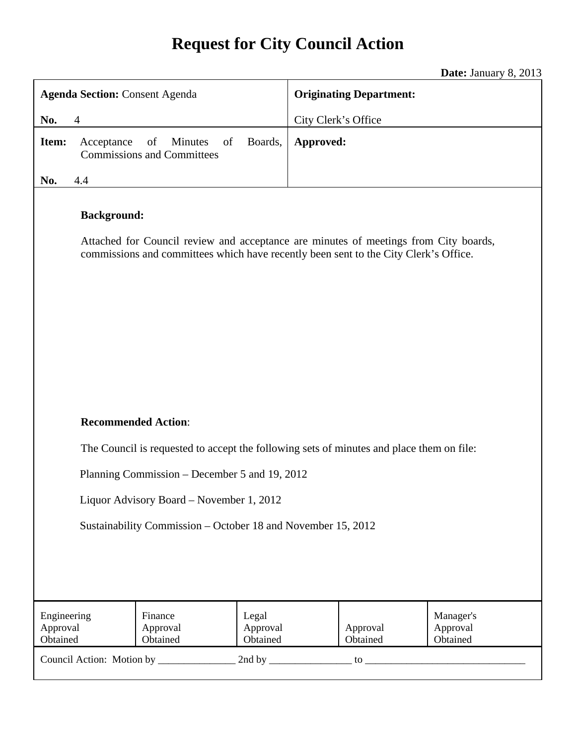# Request for City Council Action

**Date:** January 8, 2013

| **Agenda Section:** Consent Agenda<br><br>**No.** 4 | **Originating Department:**<br><br>City Clerk's Office |
|---|---|
| **Item:** Acceptance of Minutes of Boards, Commissions and Committees<br><br>**No.** 4.4 | **Approved:** |

**Background:**

Attached for Council review and acceptance are minutes of meetings from City boards, commissions and committees which have recently been sent to the City Clerk's Office.

**Recommended Action**:

The Council is requested to accept the following sets of minutes and place them on file:

Planning Commission – December 5 and 19, 2012

Liquor Advisory Board – November 1, 2012

Sustainability Commission – October 18 and November 15, 2012

| Engineering Approval Obtained | Finance Approval Obtained | Legal Approval Obtained | Approval Obtained | Manager's Approval Obtained |
|---|---|---|---|---|

Council Action: Motion by _______________ 2nd by ________________ to ________________________________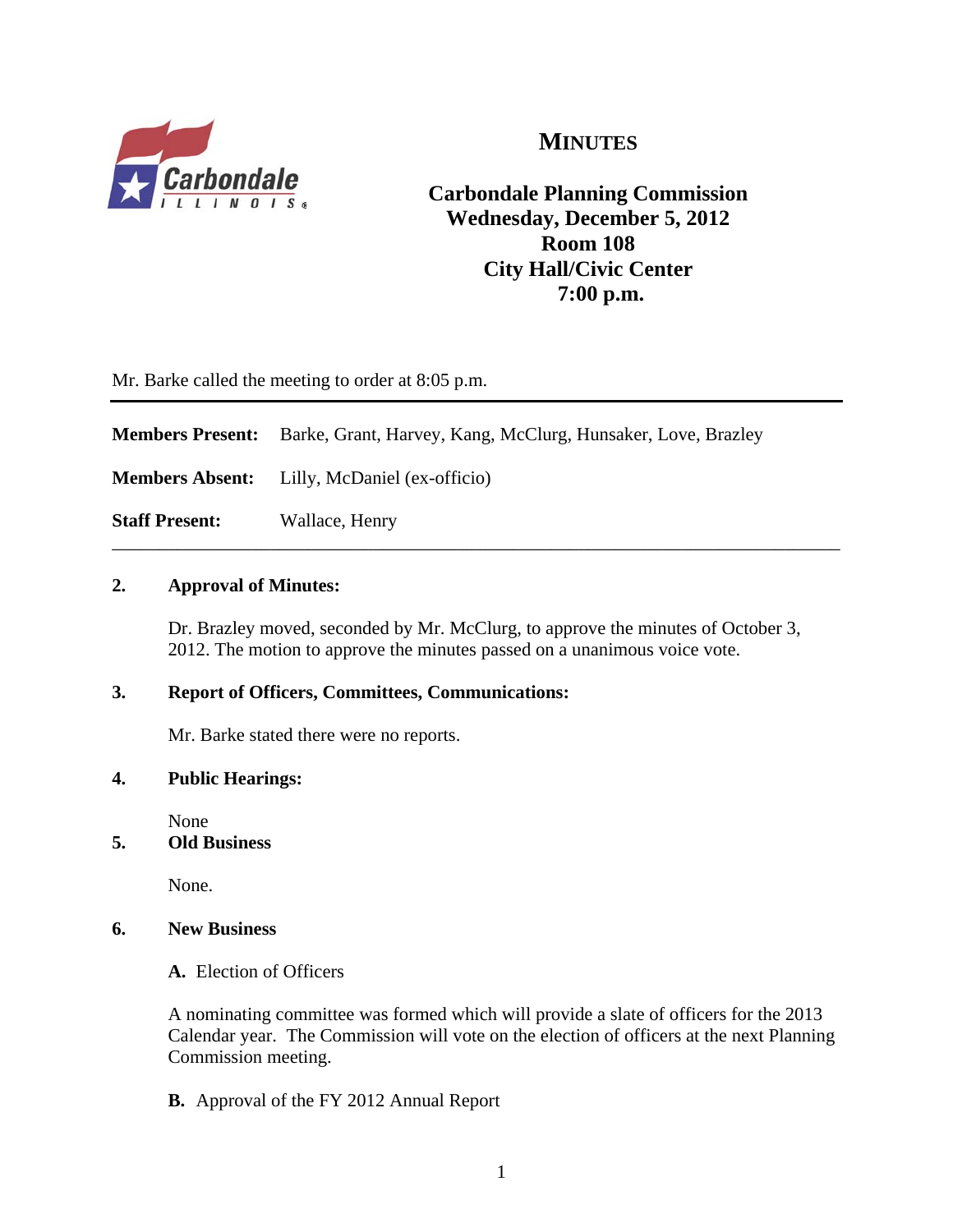# MINUTES

**Carbondale Planning Commission**
**Wednesday, December 5, 2012**
**Room 108**
**City Hall/Civic Center**
**7:00 p.m.**

Mr. Barke called the meeting to order at 8:05 p.m.

---

**Members Present:** Barke, Grant, Harvey, Kang, McClurg, Hunsaker, Love, Brazley

**Members Absent:** Lilly, McDaniel (ex-officio)

**Staff Present:** Wallace, Henry

---

**2. Approval of Minutes:**

Dr. Brazley moved, seconded by Mr. McClurg, to approve the minutes of October 3, 2012. The motion to approve the minutes passed on a unanimous voice vote.

**3. Report of Officers, Committees, Communications:**

Mr. Barke stated there were no reports.

**4. Public Hearings:**

None

**5. Old Business**

None.

**6. New Business**

**A.** Election of Officers

A nominating committee was formed which will provide a slate of officers for the 2013 Calendar year. The Commission will vote on the election of officers at the next Planning Commission meeting.

**B.** Approval of the FY 2012 Annual Report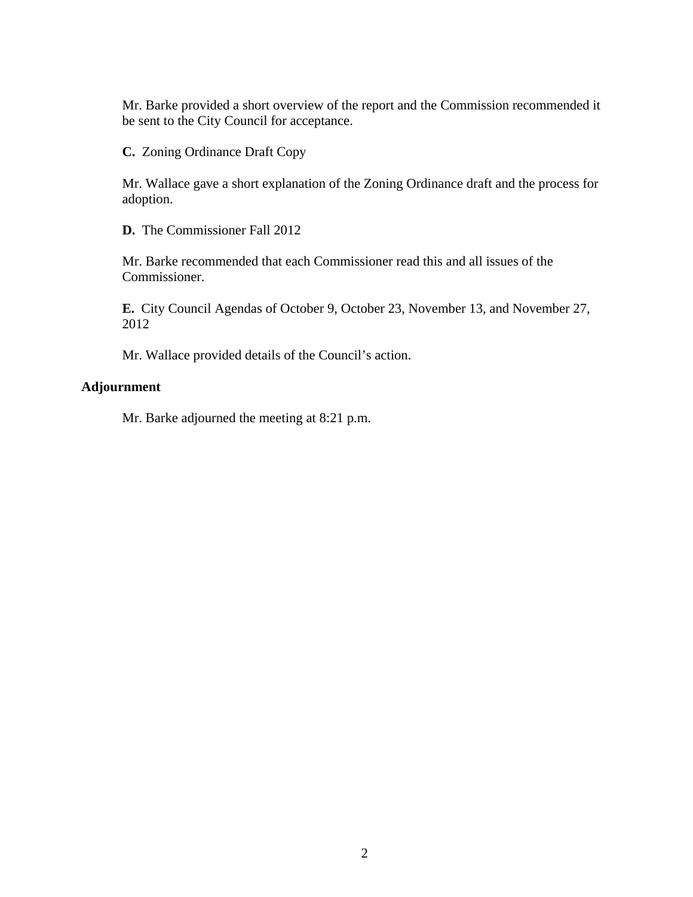Mr. Barke provided a short overview of the report and the Commission recommended it be sent to the City Council for acceptance.

**C.** Zoning Ordinance Draft Copy

Mr. Wallace gave a short explanation of the Zoning Ordinance draft and the process for adoption.

**D.** The Commissioner Fall 2012

Mr. Barke recommended that each Commissioner read this and all issues of the Commissioner.

**E.** City Council Agendas of October 9, October 23, November 13, and November 27, 2012

Mr. Wallace provided details of the Council's action.

**Adjournment**

Mr. Barke adjourned the meeting at 8:21 p.m.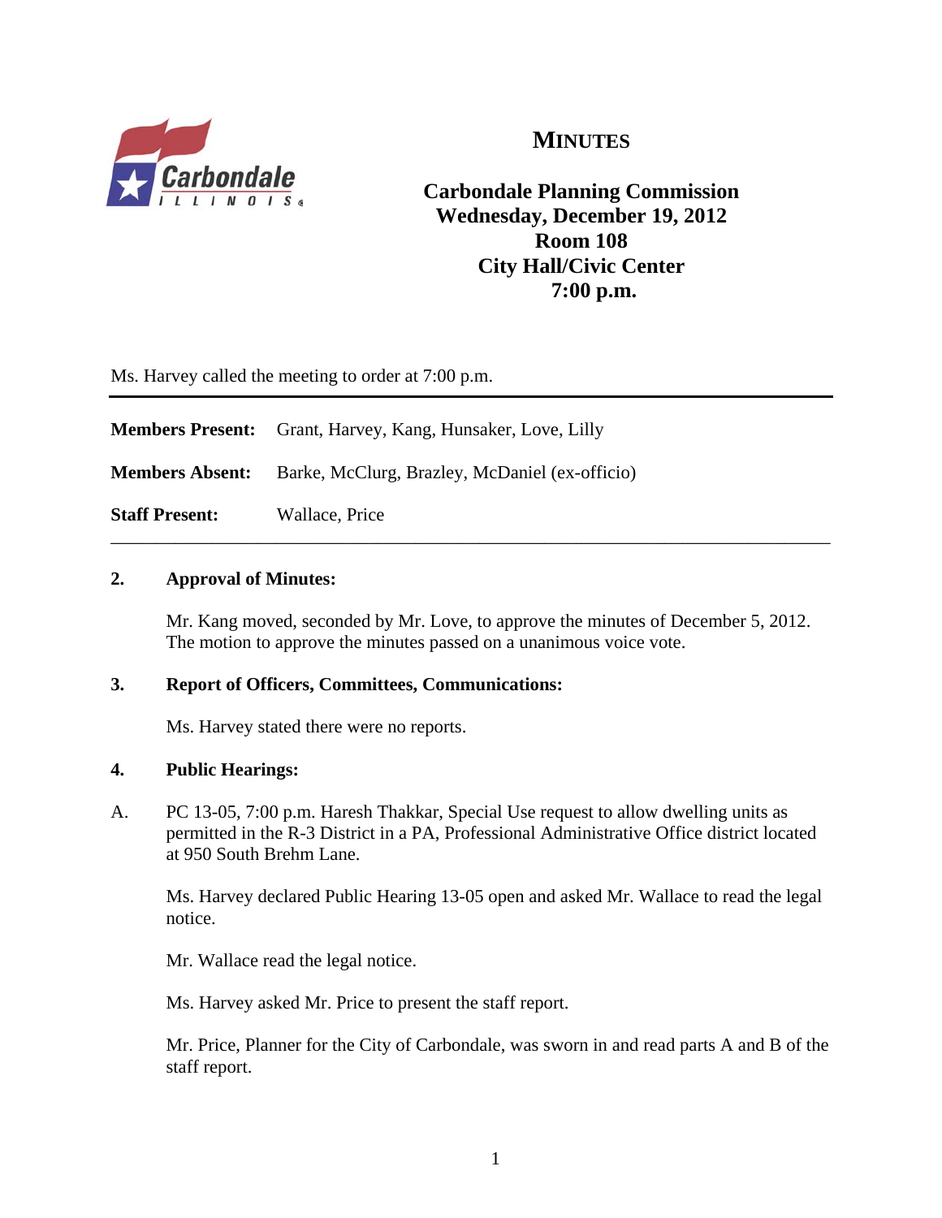# MINUTES

**Carbondale Planning Commission**
**Wednesday, December 19, 2012**
**Room 108**
**City Hall/Civic Center**
**7:00 p.m.**

Ms. Harvey called the meeting to order at 7:00 p.m.

---

**Members Present:** Grant, Harvey, Kang, Hunsaker, Love, Lilly

**Members Absent:** Barke, McClurg, Brazley, McDaniel (ex-officio)

**Staff Present:** Wallace, Price

---

**2. Approval of Minutes:**

Mr. Kang moved, seconded by Mr. Love, to approve the minutes of December 5, 2012. The motion to approve the minutes passed on a unanimous voice vote.

**3. Report of Officers, Committees, Communications:**

Ms. Harvey stated there were no reports.

**4. Public Hearings:**

A. PC 13-05, 7:00 p.m. Haresh Thakkar, Special Use request to allow dwelling units as permitted in the R-3 District in a PA, Professional Administrative Office district located at 950 South Brehm Lane.

Ms. Harvey declared Public Hearing 13-05 open and asked Mr. Wallace to read the legal notice.

Mr. Wallace read the legal notice.

Ms. Harvey asked Mr. Price to present the staff report.

Mr. Price, Planner for the City of Carbondale, was sworn in and read parts A and B of the staff report.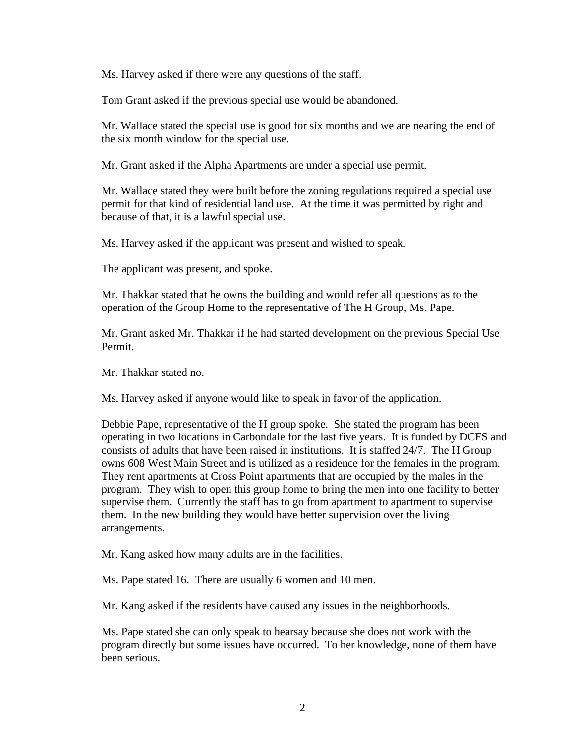Ms. Harvey asked if there were any questions of the staff.

Tom Grant asked if the previous special use would be abandoned.

Mr. Wallace stated the special use is good for six months and we are nearing the end of the six month window for the special use.

Mr. Grant asked if the Alpha Apartments are under a special use permit.

Mr. Wallace stated they were built before the zoning regulations required a special use permit for that kind of residential land use. At the time it was permitted by right and because of that, it is a lawful special use.

Ms. Harvey asked if the applicant was present and wished to speak.

The applicant was present, and spoke.

Mr. Thakkar stated that he owns the building and would refer all questions as to the operation of the Group Home to the representative of The H Group, Ms. Pape.

Mr. Grant asked Mr. Thakkar if he had started development on the previous Special Use Permit.

Mr. Thakkar stated no.

Ms. Harvey asked if anyone would like to speak in favor of the application.

Debbie Pape, representative of the H group spoke. She stated the program has been operating in two locations in Carbondale for the last five years. It is funded by DCFS and consists of adults that have been raised in institutions. It is staffed 24/7. The H Group owns 608 West Main Street and is utilized as a residence for the females in the program. They rent apartments at Cross Point apartments that are occupied by the males in the program. They wish to open this group home to bring the men into one facility to better supervise them. Currently the staff has to go from apartment to apartment to supervise them. In the new building they would have better supervision over the living arrangements.

Mr. Kang asked how many adults are in the facilities.

Ms. Pape stated 16. There are usually 6 women and 10 men.

Mr. Kang asked if the residents have caused any issues in the neighborhoods.

Ms. Pape stated she can only speak to hearsay because she does not work with the program directly but some issues have occurred. To her knowledge, none of them have been serious.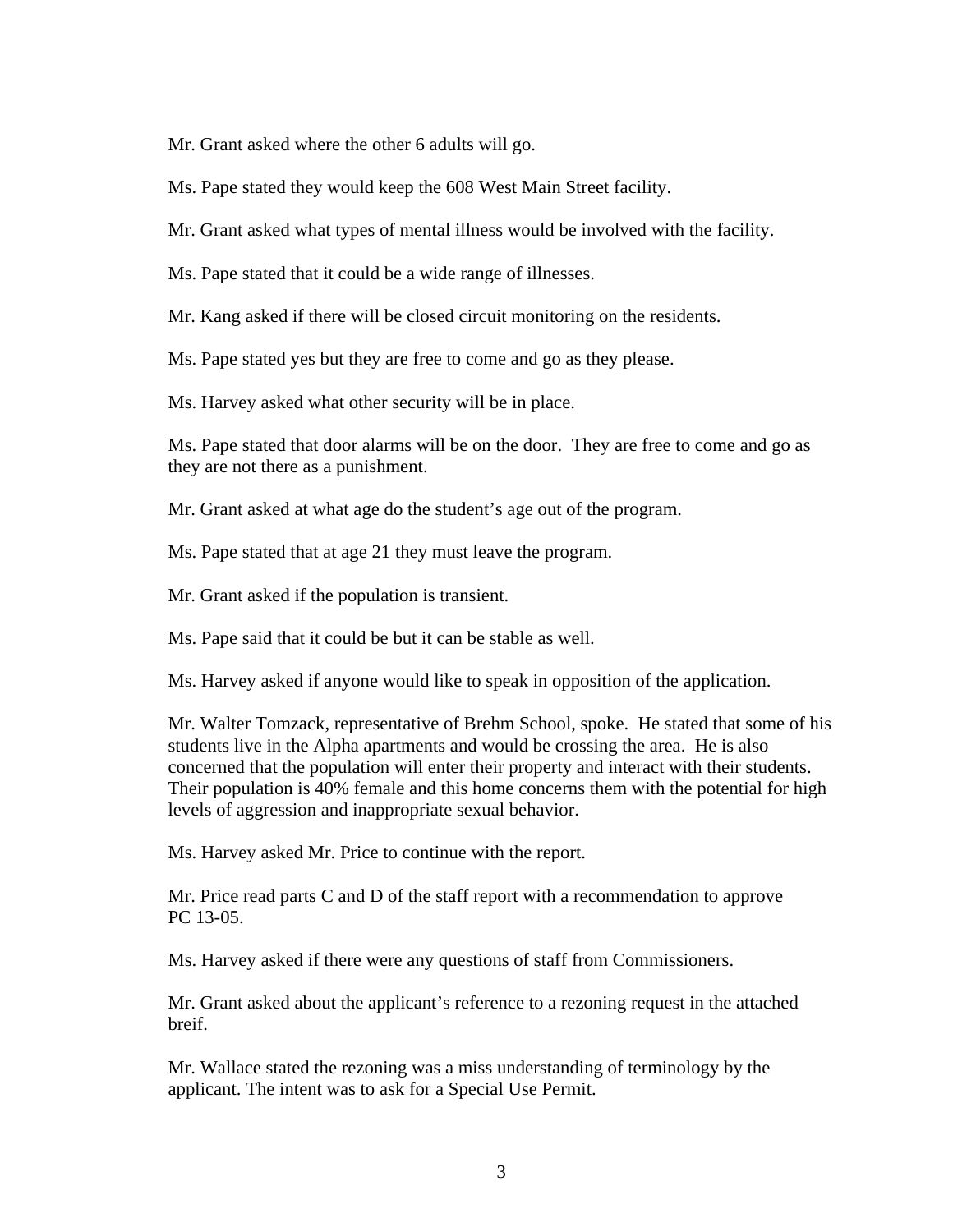Mr. Grant asked where the other 6 adults will go.

Ms. Pape stated they would keep the 608 West Main Street facility.

Mr. Grant asked what types of mental illness would be involved with the facility.

Ms. Pape stated that it could be a wide range of illnesses.

Mr. Kang asked if there will be closed circuit monitoring on the residents.

Ms. Pape stated yes but they are free to come and go as they please.

Ms. Harvey asked what other security will be in place.

Ms. Pape stated that door alarms will be on the door. They are free to come and go as they are not there as a punishment.

Mr. Grant asked at what age do the student's age out of the program.

Ms. Pape stated that at age 21 they must leave the program.

Mr. Grant asked if the population is transient.

Ms. Pape said that it could be but it can be stable as well.

Ms. Harvey asked if anyone would like to speak in opposition of the application.

Mr. Walter Tomzack, representative of Brehm School, spoke. He stated that some of his students live in the Alpha apartments and would be crossing the area. He is also concerned that the population will enter their property and interact with their students. Their population is 40% female and this home concerns them with the potential for high levels of aggression and inappropriate sexual behavior.

Ms. Harvey asked Mr. Price to continue with the report.

Mr. Price read parts C and D of the staff report with a recommendation to approve PC 13-05.

Ms. Harvey asked if there were any questions of staff from Commissioners.

Mr. Grant asked about the applicant's reference to a rezoning request in the attached breif.

Mr. Wallace stated the rezoning was a miss understanding of terminology by the applicant. The intent was to ask for a Special Use Permit.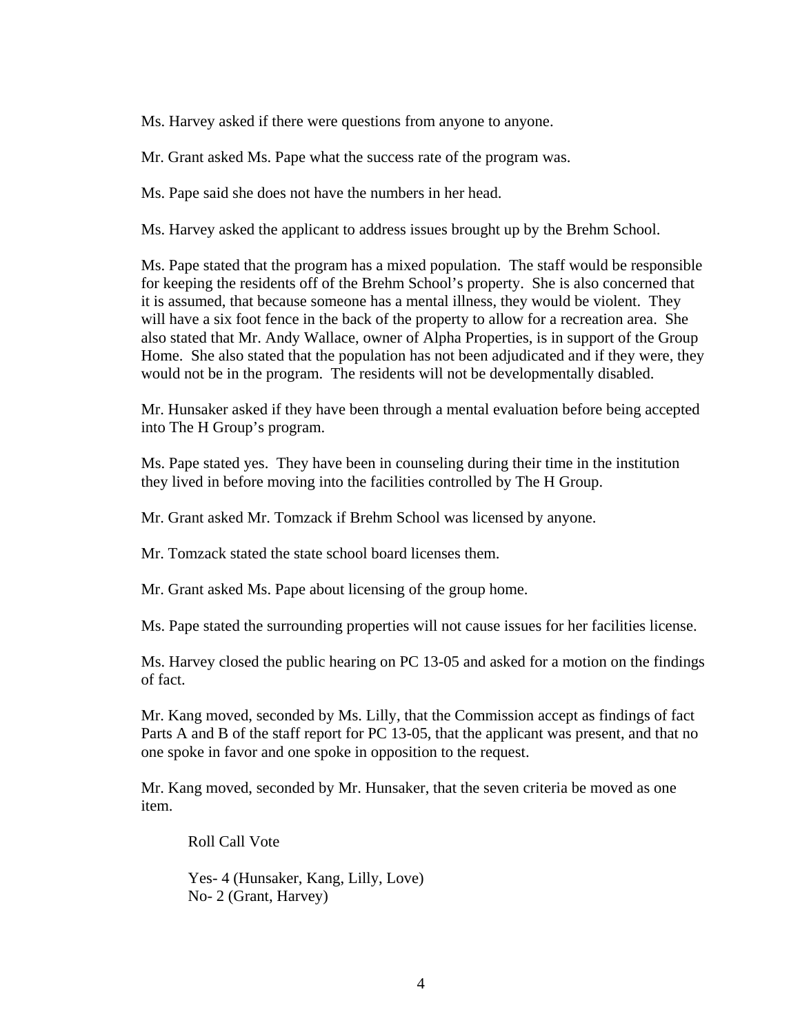Ms. Harvey asked if there were questions from anyone to anyone.

Mr. Grant asked Ms. Pape what the success rate of the program was.

Ms. Pape said she does not have the numbers in her head.

Ms. Harvey asked the applicant to address issues brought up by the Brehm School.

Ms. Pape stated that the program has a mixed population. The staff would be responsible for keeping the residents off of the Brehm School's property. She is also concerned that it is assumed, that because someone has a mental illness, they would be violent. They will have a six foot fence in the back of the property to allow for a recreation area. She also stated that Mr. Andy Wallace, owner of Alpha Properties, is in support of the Group Home. She also stated that the population has not been adjudicated and if they were, they would not be in the program. The residents will not be developmentally disabled.

Mr. Hunsaker asked if they have been through a mental evaluation before being accepted into The H Group's program.

Ms. Pape stated yes. They have been in counseling during their time in the institution they lived in before moving into the facilities controlled by The H Group.

Mr. Grant asked Mr. Tomzack if Brehm School was licensed by anyone.

Mr. Tomzack stated the state school board licenses them.

Mr. Grant asked Ms. Pape about licensing of the group home.

Ms. Pape stated the surrounding properties will not cause issues for her facilities license.

Ms. Harvey closed the public hearing on PC 13-05 and asked for a motion on the findings of fact.

Mr. Kang moved, seconded by Ms. Lilly, that the Commission accept as findings of fact Parts A and B of the staff report for PC 13-05, that the applicant was present, and that no one spoke in favor and one spoke in opposition to the request.

Mr. Kang moved, seconded by Mr. Hunsaker, that the seven criteria be moved as one item.

Roll Call Vote

Yes- 4 (Hunsaker, Kang, Lilly, Love)
No- 2 (Grant, Harvey)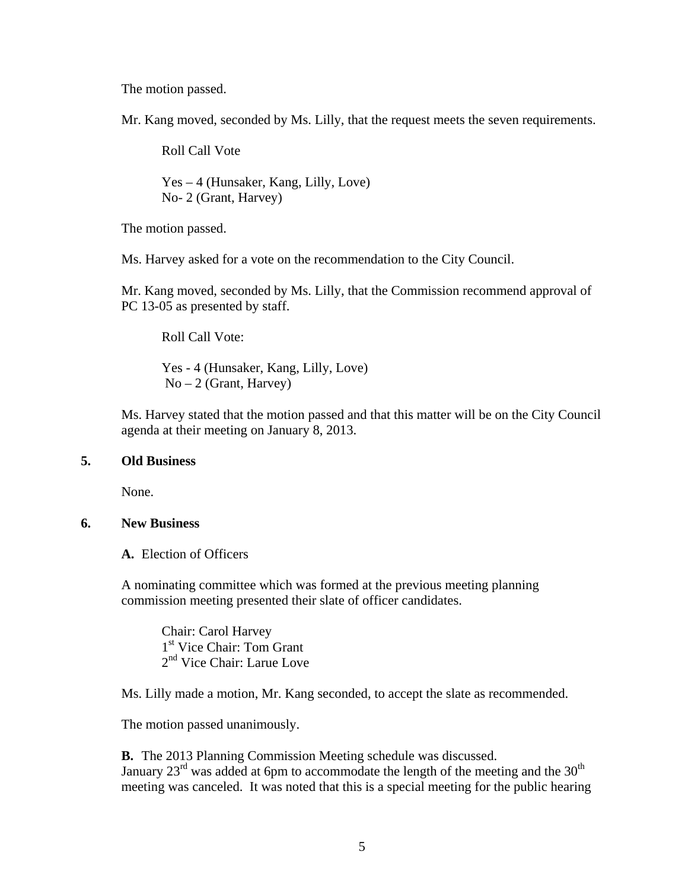The motion passed.

Mr. Kang moved, seconded by Ms. Lilly, that the request meets the seven requirements.

Roll Call Vote

Yes – 4 (Hunsaker, Kang, Lilly, Love)
No- 2 (Grant, Harvey)

The motion passed.

Ms. Harvey asked for a vote on the recommendation to the City Council.

Mr. Kang moved, seconded by Ms. Lilly, that the Commission recommend approval of PC 13-05 as presented by staff.

Roll Call Vote:

Yes - 4 (Hunsaker, Kang, Lilly, Love)
No – 2 (Grant, Harvey)

Ms. Harvey stated that the motion passed and that this matter will be on the City Council agenda at their meeting on January 8, 2013.

## 5. Old Business

None.

## 6. New Business

**A.** Election of Officers

A nominating committee which was formed at the previous meeting planning commission meeting presented their slate of officer candidates.

Chair: Carol Harvey
1st Vice Chair: Tom Grant
2nd Vice Chair: Larue Love

Ms. Lilly made a motion, Mr. Kang seconded, to accept the slate as recommended.

The motion passed unanimously.

**B.** The 2013 Planning Commission Meeting schedule was discussed.
January 23rd was added at 6pm to accommodate the length of the meeting and the 30th meeting was canceled. It was noted that this is a special meeting for the public hearing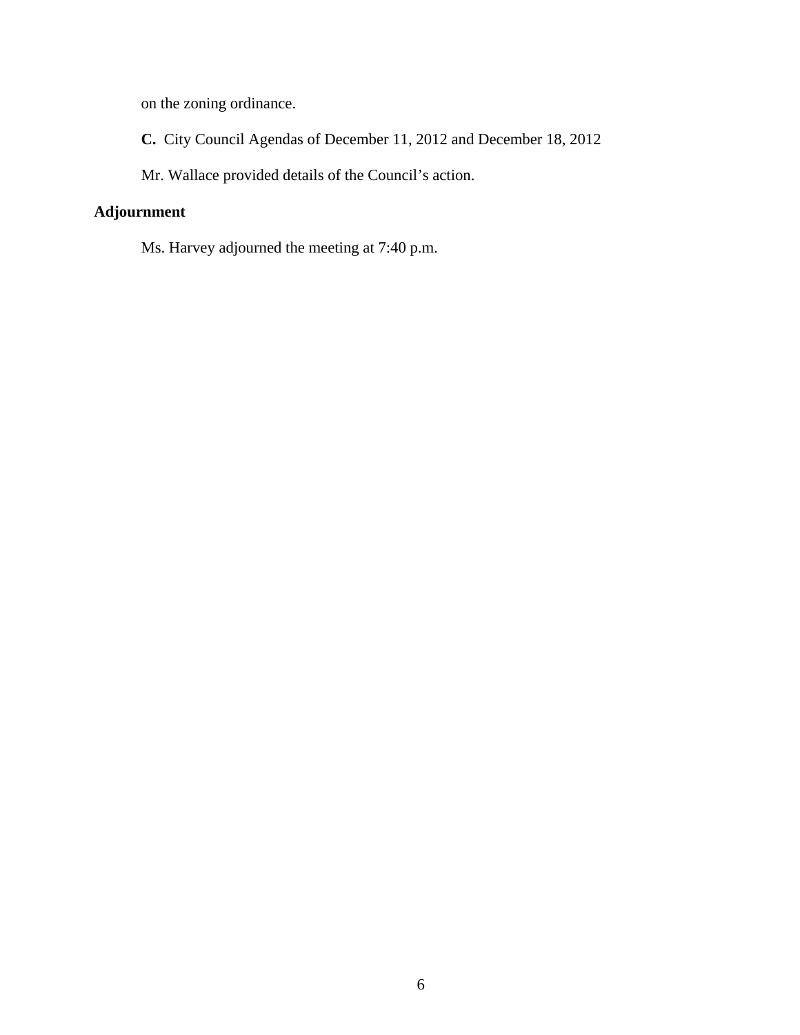on the zoning ordinance.

**C.** City Council Agendas of December 11, 2012 and December 18, 2012

Mr. Wallace provided details of the Council's action.

## Adjournment

Ms. Harvey adjourned the meeting at 7:40 p.m.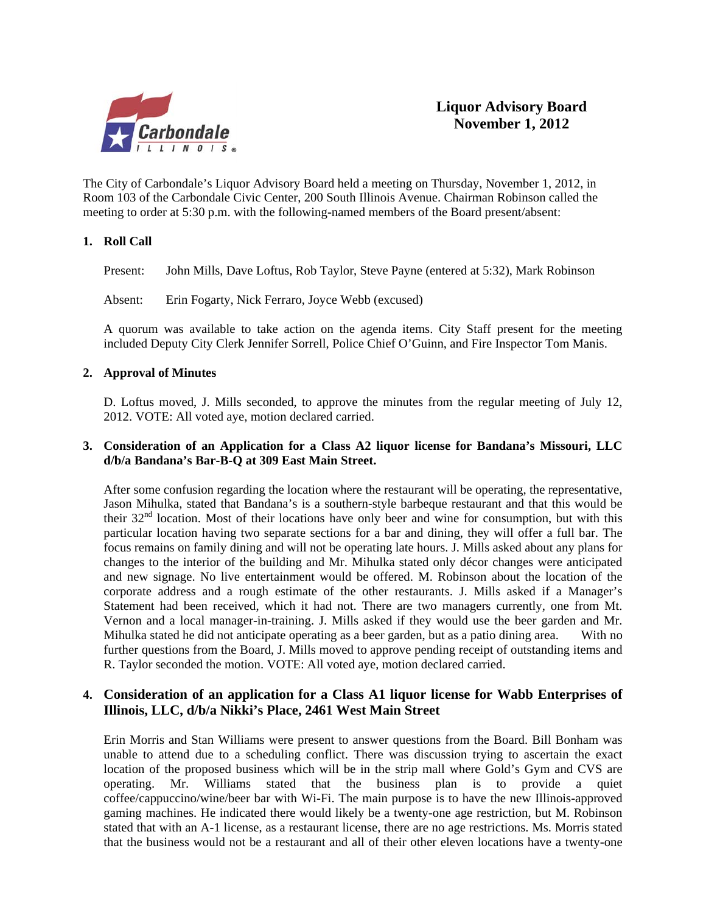# Liquor Advisory Board
# November 1, 2012

The City of Carbondale's Liquor Advisory Board held a meeting on Thursday, November 1, 2012, in Room 103 of the Carbondale Civic Center, 200 South Illinois Avenue. Chairman Robinson called the meeting to order at 5:30 p.m. with the following-named members of the Board present/absent:

**1. Roll Call**

Present: John Mills, Dave Loftus, Rob Taylor, Steve Payne (entered at 5:32), Mark Robinson

Absent: Erin Fogarty, Nick Ferraro, Joyce Webb (excused)

A quorum was available to take action on the agenda items. City Staff present for the meeting included Deputy City Clerk Jennifer Sorrell, Police Chief O'Guinn, and Fire Inspector Tom Manis.

**2. Approval of Minutes**

D. Loftus moved, J. Mills seconded, to approve the minutes from the regular meeting of July 12, 2012. VOTE: All voted aye, motion declared carried.

**3. Consideration of an Application for a Class A2 liquor license for Bandana's Missouri, LLC d/b/a Bandana's Bar-B-Q at 309 East Main Street.**

After some confusion regarding the location where the restaurant will be operating, the representative, Jason Mihulka, stated that Bandana's is a southern-style barbeque restaurant and that this would be their 32nd location. Most of their locations have only beer and wine for consumption, but with this particular location having two separate sections for a bar and dining, they will offer a full bar. The focus remains on family dining and will not be operating late hours. J. Mills asked about any plans for changes to the interior of the building and Mr. Mihulka stated only décor changes were anticipated and new signage. No live entertainment would be offered. M. Robinson about the location of the corporate address and a rough estimate of the other restaurants. J. Mills asked if a Manager's Statement had been received, which it had not. There are two managers currently, one from Mt. Vernon and a local manager-in-training. J. Mills asked if they would use the beer garden and Mr. Mihulka stated he did not anticipate operating as a beer garden, but as a patio dining area. With no further questions from the Board, J. Mills moved to approve pending receipt of outstanding items and R. Taylor seconded the motion. VOTE: All voted aye, motion declared carried.

**4. Consideration of an application for a Class A1 liquor license for Wabb Enterprises of Illinois, LLC, d/b/a Nikki's Place, 2461 West Main Street**

Erin Morris and Stan Williams were present to answer questions from the Board. Bill Bonham was unable to attend due to a scheduling conflict. There was discussion trying to ascertain the exact location of the proposed business which will be in the strip mall where Gold's Gym and CVS are operating. Mr. Williams stated that the business plan is to provide a quiet coffee/cappuccino/wine/beer bar with Wi-Fi. The main purpose is to have the new Illinois-approved gaming machines. He indicated there would likely be a twenty-one age restriction, but M. Robinson stated that with an A-1 license, as a restaurant license, there are no age restrictions. Ms. Morris stated that the business would not be a restaurant and all of their other eleven locations have a twenty-one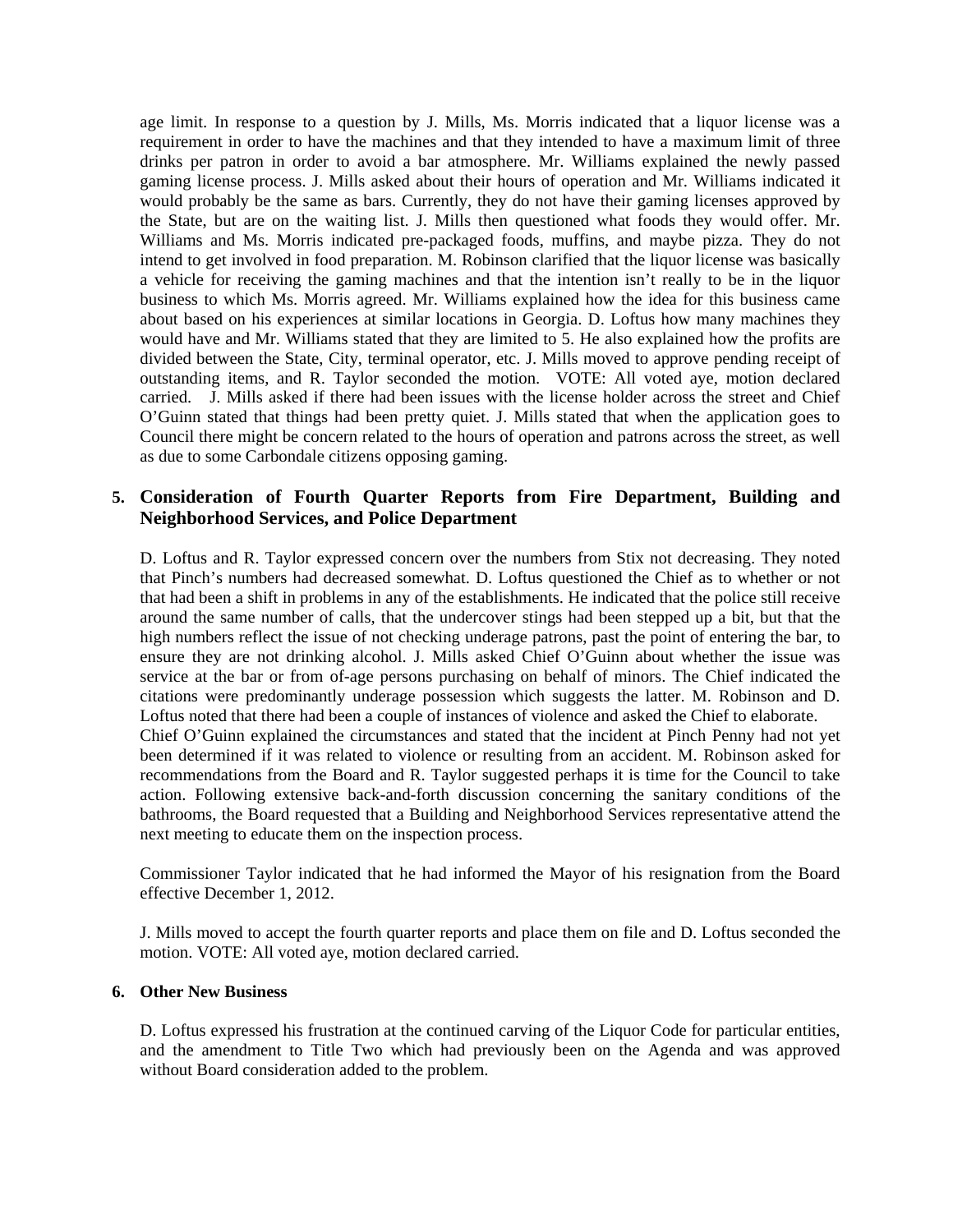age limit. In response to a question by J. Mills, Ms. Morris indicated that a liquor license was a requirement in order to have the machines and that they intended to have a maximum limit of three drinks per patron in order to avoid a bar atmosphere. Mr. Williams explained the newly passed gaming license process. J. Mills asked about their hours of operation and Mr. Williams indicated it would probably be the same as bars. Currently, they do not have their gaming licenses approved by the State, but are on the waiting list. J. Mills then questioned what foods they would offer. Mr. Williams and Ms. Morris indicated pre-packaged foods, muffins, and maybe pizza. They do not intend to get involved in food preparation. M. Robinson clarified that the liquor license was basically a vehicle for receiving the gaming machines and that the intention isn't really to be in the liquor business to which Ms. Morris agreed. Mr. Williams explained how the idea for this business came about based on his experiences at similar locations in Georgia. D. Loftus how many machines they would have and Mr. Williams stated that they are limited to 5. He also explained how the profits are divided between the State, City, terminal operator, etc. J. Mills moved to approve pending receipt of outstanding items, and R. Taylor seconded the motion. VOTE: All voted aye, motion declared carried. J. Mills asked if there had been issues with the license holder across the street and Chief O'Guinn stated that things had been pretty quiet. J. Mills stated that when the application goes to Council there might be concern related to the hours of operation and patrons across the street, as well as due to some Carbondale citizens opposing gaming.

## 5. Consideration of Fourth Quarter Reports from Fire Department, Building and Neighborhood Services, and Police Department

D. Loftus and R. Taylor expressed concern over the numbers from Stix not decreasing. They noted that Pinch's numbers had decreased somewhat. D. Loftus questioned the Chief as to whether or not that had been a shift in problems in any of the establishments. He indicated that the police still receive around the same number of calls, that the undercover stings had been stepped up a bit, but that the high numbers reflect the issue of not checking underage patrons, past the point of entering the bar, to ensure they are not drinking alcohol. J. Mills asked Chief O'Guinn about whether the issue was service at the bar or from of-age persons purchasing on behalf of minors. The Chief indicated the citations were predominantly underage possession which suggests the latter. M. Robinson and D. Loftus noted that there had been a couple of instances of violence and asked the Chief to elaborate. Chief O'Guinn explained the circumstances and stated that the incident at Pinch Penny had not yet been determined if it was related to violence or resulting from an accident. M. Robinson asked for recommendations from the Board and R. Taylor suggested perhaps it is time for the Council to take action. Following extensive back-and-forth discussion concerning the sanitary conditions of the bathrooms, the Board requested that a Building and Neighborhood Services representative attend the next meeting to educate them on the inspection process.

Commissioner Taylor indicated that he had informed the Mayor of his resignation from the Board effective December 1, 2012.

J. Mills moved to accept the fourth quarter reports and place them on file and D. Loftus seconded the motion. VOTE: All voted aye, motion declared carried.

## 6. Other New Business

D. Loftus expressed his frustration at the continued carving of the Liquor Code for particular entities, and the amendment to Title Two which had previously been on the Agenda and was approved without Board consideration added to the problem.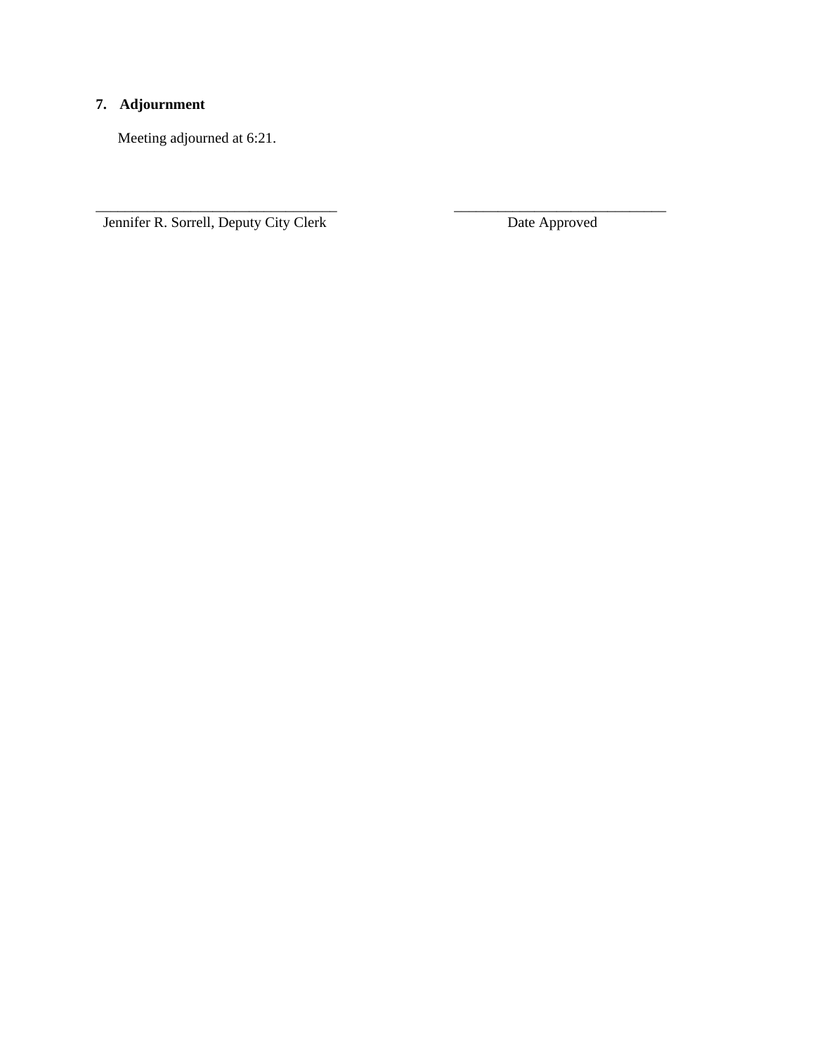**7. Adjournment**

Meeting adjourned at 6:21.

\_\_\_\_\_\_\_\_\_\_\_\_\_\_\_\_\_\_\_\_\_\_\_\_\_\_\_\_\_\_\_\_\_\_
Jennifer R. Sorrell, Deputy City Clerk

\_\_\_\_\_\_\_\_\_\_\_\_\_\_\_\_\_\_\_\_\_\_\_\_\_\_\_\_\_\_
Date Approved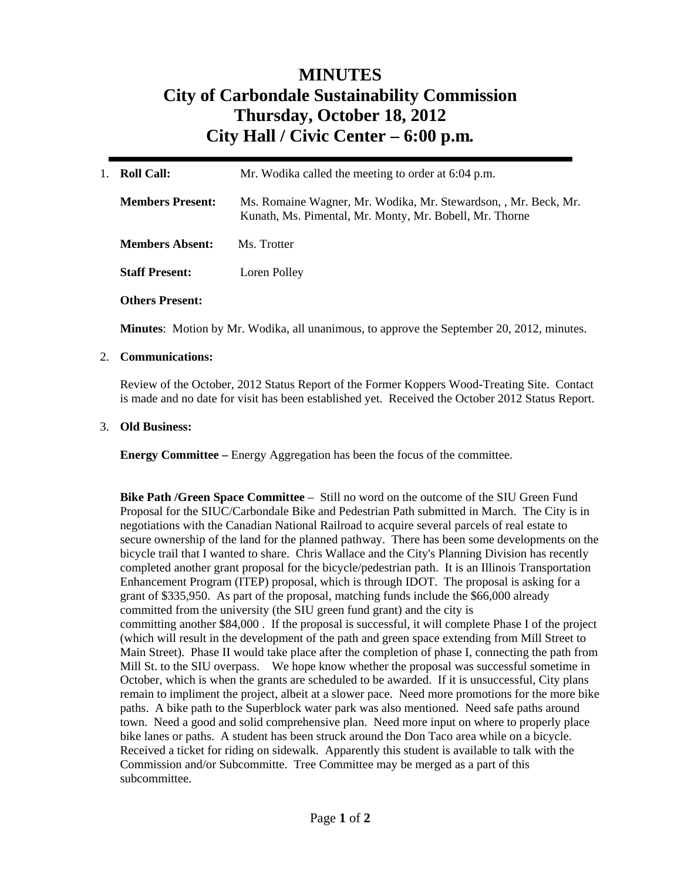# MINUTES
# City of Carbondale Sustainability Commission
# Thursday, October 18, 2012
# City Hall / Civic Center – 6:00 p.m.

---

1. **Roll Call:** Mr. Wodika called the meeting to order at 6:04 p.m.

   **Members Present:** Ms. Romaine Wagner, Mr. Wodika, Mr. Stewardson, , Mr. Beck, Mr. Kunath, Ms. Pimental, Mr. Monty, Mr. Bobell, Mr. Thorne

   **Members Absent:** Ms. Trotter

   **Staff Present:** Loren Polley

   **Others Present:**

   **Minutes**: Motion by Mr. Wodika, all unanimous, to approve the September 20, 2012, minutes.

2. **Communications:**

   Review of the October, 2012 Status Report of the Former Koppers Wood-Treating Site. Contact is made and no date for visit has been established yet. Received the October 2012 Status Report.

3. **Old Business:**

   **Energy Committee –** Energy Aggregation has been the focus of the committee.

   **Bike Path /Green Space Committee** – Still no word on the outcome of the SIU Green Fund Proposal for the SIUC/Carbondale Bike and Pedestrian Path submitted in March. The City is in negotiations with the Canadian National Railroad to acquire several parcels of real estate to secure ownership of the land for the planned pathway. There has been some developments on the bicycle trail that I wanted to share. Chris Wallace and the City's Planning Division has recently completed another grant proposal for the bicycle/pedestrian path. It is an Illinois Transportation Enhancement Program (ITEP) proposal, which is through IDOT. The proposal is asking for a grant of $335,950. As part of the proposal, matching funds include the $66,000 already committed from the university (the SIU green fund grant) and the city is committing another $84,000 . If the proposal is successful, it will complete Phase I of the project (which will result in the development of the path and green space extending from Mill Street to Main Street). Phase II would take place after the completion of phase I, connecting the path from Mill St. to the SIU overpass. We hope know whether the proposal was successful sometime in October, which is when the grants are scheduled to be awarded. If it is unsuccessful, City plans remain to impliment the project, albeit at a slower pace. Need more promotions for the more bike paths. A bike path to the Superblock water park was also mentioned. Need safe paths around town. Need a good and solid comprehensive plan. Need more input on where to properly place bike lanes or paths. A student has been struck around the Don Taco area while on a bicycle. Received a ticket for riding on sidewalk. Apparently this student is available to talk with the Commission and/or Subcommitte. Tree Committee may be merged as a part of this subcommittee.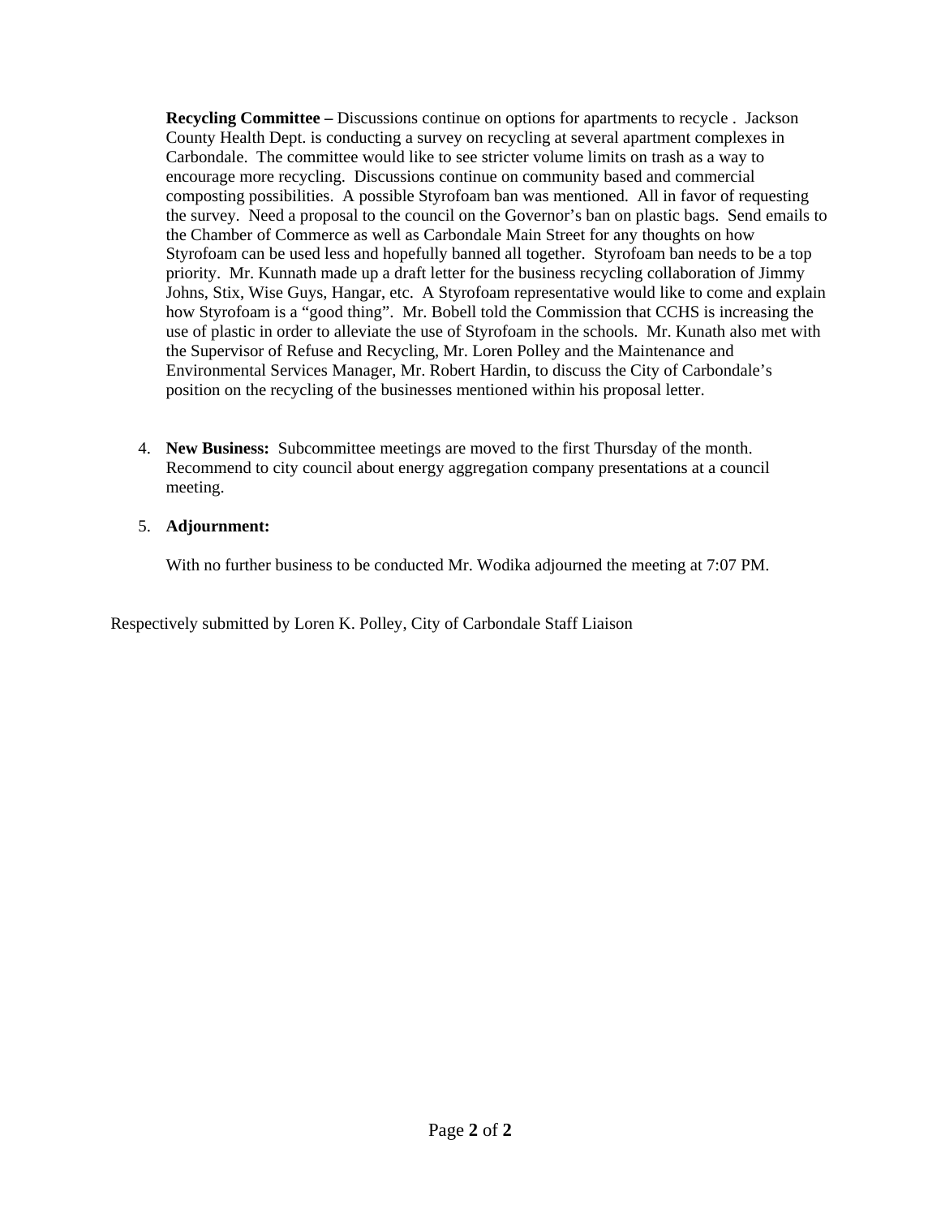**Recycling Committee –** Discussions continue on options for apartments to recycle . Jackson County Health Dept. is conducting a survey on recycling at several apartment complexes in Carbondale. The committee would like to see stricter volume limits on trash as a way to encourage more recycling. Discussions continue on community based and commercial composting possibilities. A possible Styrofoam ban was mentioned. All in favor of requesting the survey. Need a proposal to the council on the Governor's ban on plastic bags. Send emails to the Chamber of Commerce as well as Carbondale Main Street for any thoughts on how Styrofoam can be used less and hopefully banned all together. Styrofoam ban needs to be a top priority. Mr. Kunnath made up a draft letter for the business recycling collaboration of Jimmy Johns, Stix, Wise Guys, Hangar, etc. A Styrofoam representative would like to come and explain how Styrofoam is a "good thing". Mr. Bobell told the Commission that CCHS is increasing the use of plastic in order to alleviate the use of Styrofoam in the schools. Mr. Kunath also met with the Supervisor of Refuse and Recycling, Mr. Loren Polley and the Maintenance and Environmental Services Manager, Mr. Robert Hardin, to discuss the City of Carbondale's position on the recycling of the businesses mentioned within his proposal letter.

4. **New Business:** Subcommittee meetings are moved to the first Thursday of the month. Recommend to city council about energy aggregation company presentations at a council meeting.

5. **Adjournment:**

   With no further business to be conducted Mr. Wodika adjourned the meeting at 7:07 PM.

Respectively submitted by Loren K. Polley, City of Carbondale Staff Liaison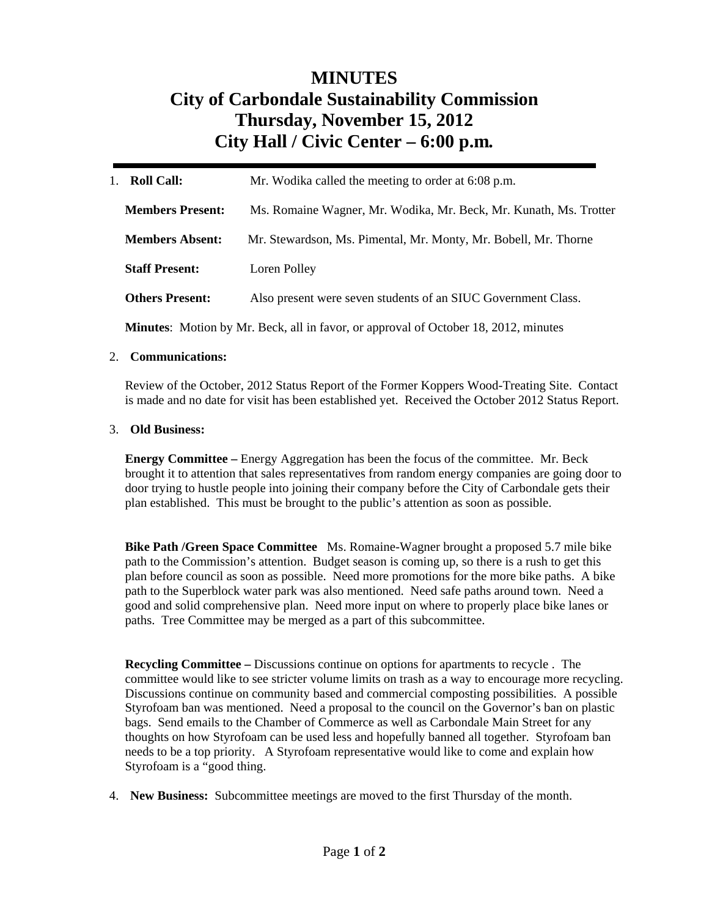# MINUTES
# City of Carbondale Sustainability Commission
# Thursday, November 15, 2012
# City Hall / Civic Center – 6:00 p.m.

---

1. **Roll Call:** Mr. Wodika called the meeting to order at 6:08 p.m.

   **Members Present:** Ms. Romaine Wagner, Mr. Wodika, Mr. Beck, Mr. Kunath, Ms. Trotter

   **Members Absent:** Mr. Stewardson, Ms. Pimental, Mr. Monty, Mr. Bobell, Mr. Thorne

   **Staff Present:** Loren Polley

   **Others Present:** Also present were seven students of an SIUC Government Class.

   **Minutes**: Motion by Mr. Beck, all in favor, or approval of October 18, 2012, minutes

2. **Communications:**

   Review of the October, 2012 Status Report of the Former Koppers Wood-Treating Site. Contact is made and no date for visit has been established yet. Received the October 2012 Status Report.

3. **Old Business:**

   **Energy Committee –** Energy Aggregation has been the focus of the committee. Mr. Beck brought it to attention that sales representatives from random energy companies are going door to door trying to hustle people into joining their company before the City of Carbondale gets their plan established. This must be brought to the public's attention as soon as possible.

   **Bike Path /Green Space Committee** Ms. Romaine-Wagner brought a proposed 5.7 mile bike path to the Commission's attention. Budget season is coming up, so there is a rush to get this plan before council as soon as possible. Need more promotions for the more bike paths. A bike path to the Superblock water park was also mentioned. Need safe paths around town. Need a good and solid comprehensive plan. Need more input on where to properly place bike lanes or paths. Tree Committee may be merged as a part of this subcommittee.

   **Recycling Committee –** Discussions continue on options for apartments to recycle . The committee would like to see stricter volume limits on trash as a way to encourage more recycling. Discussions continue on community based and commercial composting possibilities. A possible Styrofoam ban was mentioned. Need a proposal to the council on the Governor's ban on plastic bags. Send emails to the Chamber of Commerce as well as Carbondale Main Street for any thoughts on how Styrofoam can be used less and hopefully banned all together. Styrofoam ban needs to be a top priority. A Styrofoam representative would like to come and explain how Styrofoam is a "good thing.

4. **New Business:** Subcommittee meetings are moved to the first Thursday of the month.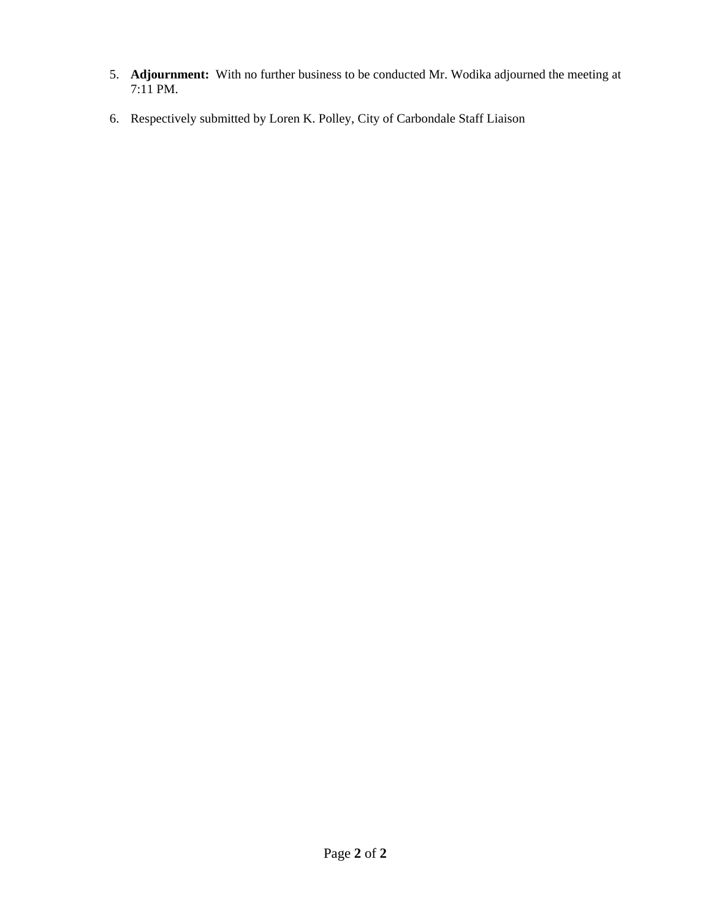5. **Adjournment:** With no further business to be conducted Mr. Wodika adjourned the meeting at 7:11 PM.

6. Respectively submitted by Loren K. Polley, City of Carbondale Staff Liaison